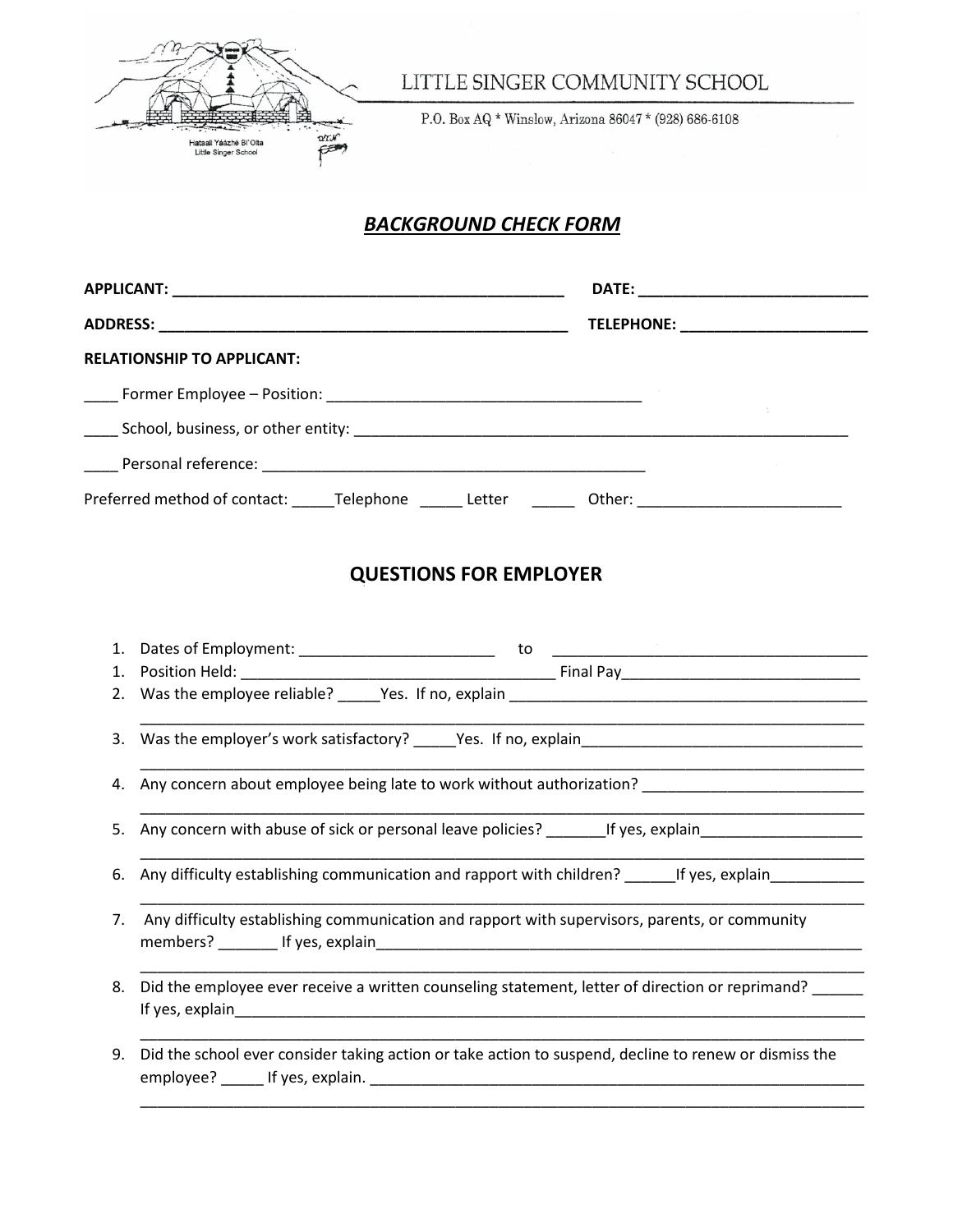LITTLE SINGER COMMUNITY SCHOOL

P.O. Box AQ * Winslow, Arizona 86047 * (928) 686-6108

Hataali Yáázhé Bi'Olta
Little Singer School

## ***BACKGROUND CHECK FORM***

**APPLICANT: _______________________________________________ DATE: ___________________________**

**ADDRESS: __________________________________________________ TELEPHONE: ______________________**

**RELATIONSHIP TO APPLICANT:**

____ Former Employee – Position: ______________________________________

____ School, business, or other entity: ______________________________________________________________

____ Personal reference: ______________________________________________

Preferred method of contact: _____Telephone _____ Letter _____ Other: ________________________

## QUESTIONS FOR EMPLOYER

1. Dates of Employment: _______________________ to _____________________________________
1. Position Held: ______________________________________ Final Pay____________________________
2. Was the employee reliable? _____Yes. If no, explain ___________________________________________
   ________________________________________________________________________________________
3. Was the employer's work satisfactory? _____Yes. If no, explain_________________________________
   ________________________________________________________________________________________
4. Any concern about employee being late to work without authorization? _________________________
   ________________________________________________________________________________________
5. Any concern with abuse of sick or personal leave policies? _______If yes, explain___________________
   ________________________________________________________________________________________
6. Any difficulty establishing communication and rapport with children? ______If yes, explain___________
   ________________________________________________________________________________________
7. Any difficulty establishing communication and rapport with supervisors, parents, or community members? _______ If yes, explain_____________________________________________________________
   ________________________________________________________________________________________
8. Did the employee ever receive a written counseling statement, letter of direction or reprimand? ______ If yes, explain_____________________________________________________________________________
   ________________________________________________________________________________________
9. Did the school ever consider taking action or take action to suspend, decline to renew or dismiss the employee? _____ If yes, explain. ___________________________________________________________
   ________________________________________________________________________________________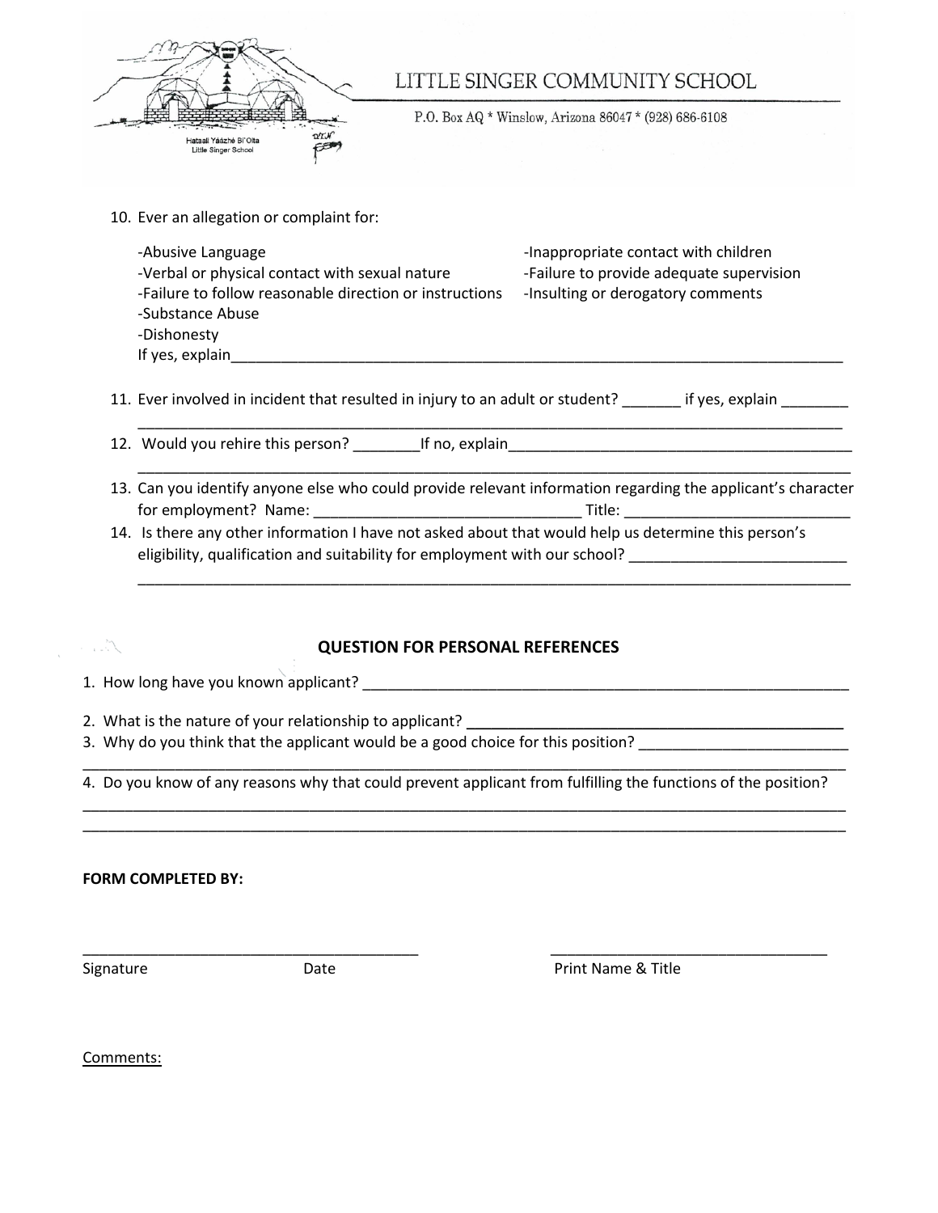LITTLE SINGER COMMUNITY SCHOOL

P.O. Box AQ * Winslow, Arizona 86047 * (928) 686-6108

10. Ever an allegation or complaint for:

    -Abusive Language
    -Verbal or physical contact with sexual nature
    -Failure to follow reasonable direction or instructions
    -Substance Abuse
    -Dishonesty
    -Inappropriate contact with children
    -Failure to provide adequate supervision
    -Insulting or derogatory comments

    If yes, explain_______________________________________________________________________________

11. Ever involved in incident that resulted in injury to an adult or student? _______ if yes, explain ________
    ___________________________________________________________________________________________
12. Would you rehire this person? ________If no, explain__________________________________________
    ___________________________________________________________________________________________
13. Can you identify anyone else who could provide relevant information regarding the applicant's character for employment? Name: ________________________________ Title: ___________________________
14. Is there any other information I have not asked about that would help us determine this person's eligibility, qualification and suitability for employment with our school? __________________________
    ___________________________________________________________________________________________

## QUESTION FOR PERSONAL REFERENCES

1. How long have you known applicant? ____________________________________________________________
2. What is the nature of your relationship to applicant? _______________________________________________
3. Why do you think that the applicant would be a good choice for this position? _________________________
   ___________________________________________________________________________________________
4. Do you know of any reasons why that could prevent applicant from fulfilling the functions of the position?
   ___________________________________________________________________________________________
   ___________________________________________________________________________________________

**FORM COMPLETED BY:**

________________________________________ __________________________________

Signature Date Print Name & Title

Comments: